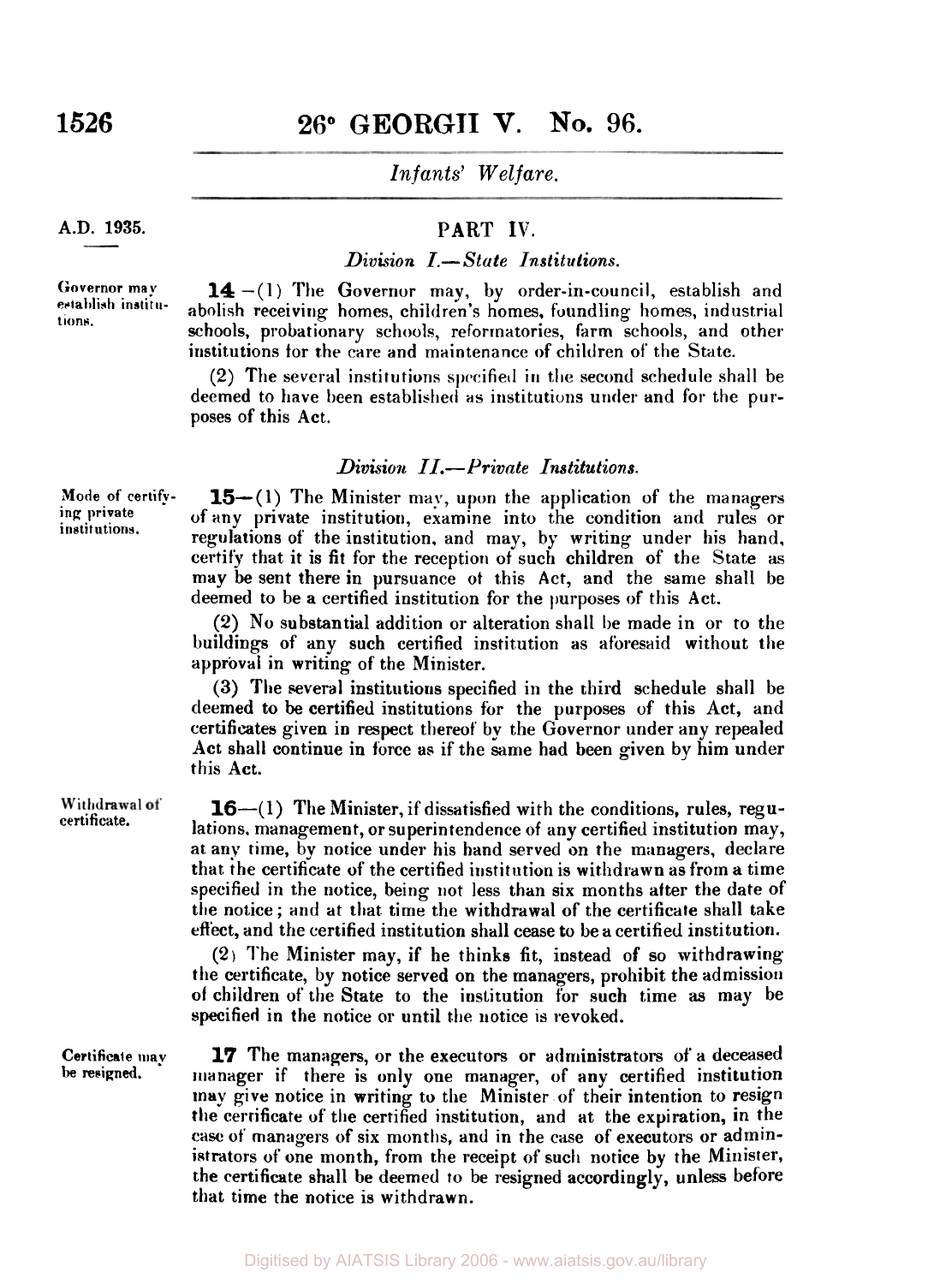A.D. 1935.

## PART IV.

### *Division I.—State Institutions.*

Governor may establish institutions.

**14**—(1) The Governor may, by order-in-council, establish and abolish receiving homes, children's homes, foundling homes, industrial schools, probationary schools, reformatories, farm schools, and other institutions for the care and maintenance of children of the State.

(2) The several institutions specified in the second schedule shall be deemed to have been established as institutions under and for the purposes of this Act.

### *Division II.—Private Institutions.*

Mode of certifying private institutions.

**15**—(1) The Minister may, upon the application of the managers of any private institution, examine into the condition and rules or regulations of the institution, and may, by writing under his hand, certify that it is fit for the reception of such children of the State as may be sent there in pursuance of this Act, and the same shall be deemed to be a certified institution for the purposes of this Act.

(2) No substantial addition or alteration shall be made in or to the buildings of any such certified institution as aforesaid without the approval in writing of the Minister.

(3) The several institutions specified in the third schedule shall be deemed to be certified institutions for the purposes of this Act, and certificates given in respect thereof by the Governor under any repealed Act shall continue in force as if the same had been given by him under this Act.

Withdrawal of certificate.

**16**—(1) The Minister, if dissatisfied with the conditions, rules, regulations, management, or superintendence of any certified institution may, at any time, by notice under his hand served on the managers, declare that the certificate of the certified institution is withdrawn as from a time specified in the notice, being not less than six months after the date of the notice; and at that time the withdrawal of the certificate shall take effect, and the certified institution shall cease to be a certified institution.

(2) The Minister may, if he thinks fit, instead of so withdrawing the certificate, by notice served on the managers, prohibit the admission of children of the State to the institution for such time as may be specified in the notice or until the notice is revoked.

Certificate may be resigned.

**17** The managers, or the executors or administrators of a deceased manager if there is only one manager, of any certified institution may give notice in writing to the Minister of their intention to resign the certificate of the certified institution, and at the expiration, in the case of managers of six months, and in the case of executors or administrators of one month, from the receipt of such notice by the Minister, the certificate shall be deemed to be resigned accordingly, unless before that time the notice is withdrawn.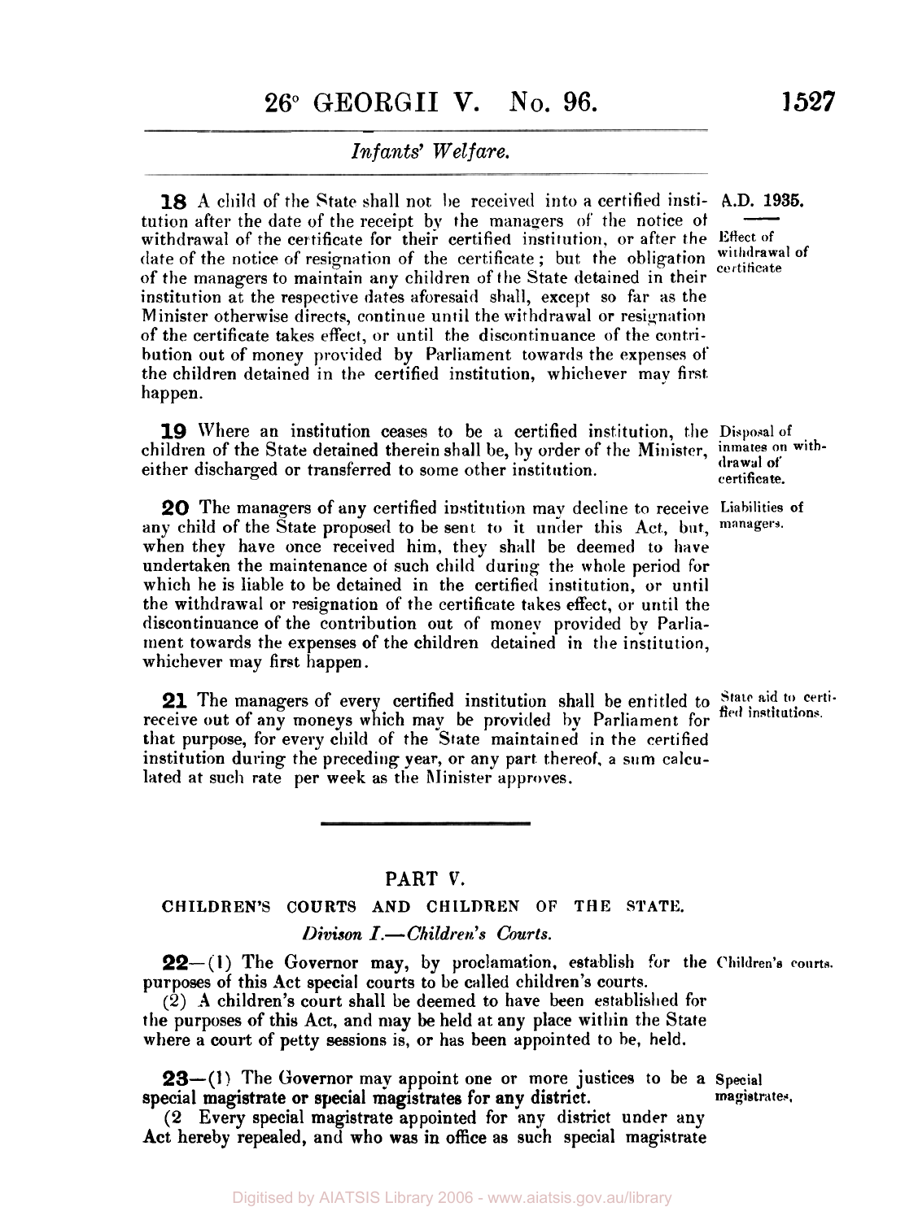**18** A child of the State shall not be received into a certified institution after the date of the receipt by the managers of the notice of withdrawal of the certificate for their certified institution, or after the date of the notice of resignation of the certificate; but the obligation of the managers to maintain any children of the State detained in their institution at the respective dates aforesaid shall, except so far as the Minister otherwise directs, continue until the withdrawal or resignation of the certificate takes effect, or until the discontinuance of the contribution out of money provided by Parliament towards the expenses of the children detained in the certified institution, whichever may first happen.

A.D. 1935.

Effect of withdrawal of certificate

**19** Where an institution ceases to be a certified institution, the children of the State detained therein shall be, by order of the Minister, either discharged or transferred to some other institution.

Disposal of inmates on withdrawal of certificate.

**20** The managers of any certified institution may decline to receive any child of the State proposed to be sent to it under this Act, but, when they have once received him, they shall be deemed to have undertaken the maintenance of such child during the whole period for which he is liable to be detained in the certified institution, or until the withdrawal or resignation of the certificate takes effect, or until the discontinuance of the contribution out of money provided by Parliament towards the expenses of the children detained in the institution, whichever may first happen.

Liabilities of managers.

**21** The managers of every certified institution shall be entitled to receive out of any moneys which may be provided by Parliament for that purpose, for every child of the State maintained in the certified institution during the preceding year, or any part thereof, a sum calculated at such rate per week as the Minister approves.

State aid to certified institutions.

## PART V.

### CHILDREN'S COURTS AND CHILDREN OF THE STATE.

*Divison I.—Children's Courts.*

**22**—(1) The Governor may, by proclamation, establish for the purposes of this Act special courts to be called children's courts.

Children's courts.

(2) A children's court shall be deemed to have been established for the purposes of this Act, and may be held at any place within the State where a court of petty sessions is, or has been appointed to be, held.

**23**—(1) The Governor may appoint one or more justices to be a special magistrate or special magistrates for any district.

Special magistrates.

(2 Every special magistrate appointed for any district under any Act hereby repealed, and who was in office as such special magistrate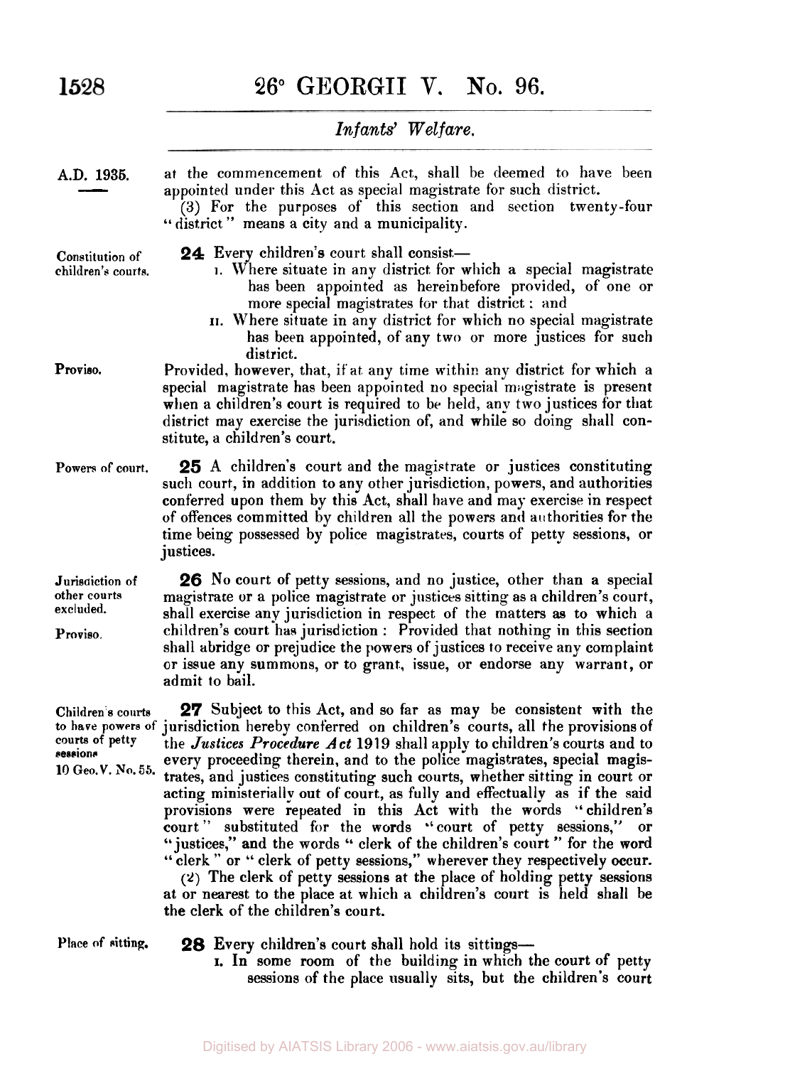at the commencement of this Act, shall be deemed to have been appointed under this Act as special magistrate for such district.

(3) For the purposes of this section and section twenty-four "district" means a city and a municipality.

*Constitution of children's courts.*

**24** Every children's court shall consist—

I. Where situate in any district for which a special magistrate has been appointed as hereinbefore provided, of one or more special magistrates for that district: and

II. Where situate in any district for which no special magistrate has been appointed, of any two or more justices for such district.

*Proviso.*

Provided, however, that, if at any time within any district for which a special magistrate has been appointed no special magistrate is present when a children's court is required to be held, any two justices for that district may exercise the jurisdiction of, and while so doing shall constitute, a children's court.

*Powers of court.*

**25** A children's court and the magistrate or justices constituting such court, in addition to any other jurisdiction, powers, and authorities conferred upon them by this Act, shall have and may exercise in respect of offences committed by children all the powers and authorities for the time being possessed by police magistrates, courts of petty sessions, or justices.

*Jurisdiction of other courts excluded.*

*Proviso.*

**26** No court of petty sessions, and no justice, other than a special magistrate or a police magistrate or justices sitting as a children's court, shall exercise any jurisdiction in respect of the matters as to which a children's court has jurisdiction: Provided that nothing in this section shall abridge or prejudice the powers of justices to receive any complaint or issue any summons, or to grant, issue, or endorse any warrant, or admit to bail.

*Children's courts to have powers of courts of petty sessions*

*10 Geo. V. No. 55.*

**27** Subject to this Act, and so far as may be consistent with the jurisdiction hereby conferred on children's courts, all the provisions of the *Justices Procedure Act* 1919 shall apply to children's courts and to every proceeding therein, and to the police magistrates, special magistrates, and justices constituting such courts, whether sitting in court or acting ministerially out of court, as fully and effectually as if the said provisions were repeated in this Act with the words "children's court" substituted for the words "court of petty sessions," or "justices," and the words "clerk of the children's court" for the word "clerk" or "clerk of petty sessions," wherever they respectively occur.

(2) The clerk of petty sessions at the place of holding petty sessions at or nearest to the place at which a children's court is held shall be the clerk of the children's court.

*Place of sitting.*

**28** Every children's court shall hold its sittings—

I. In some room of the building in which the court of petty sessions of the place usually sits, but the children's court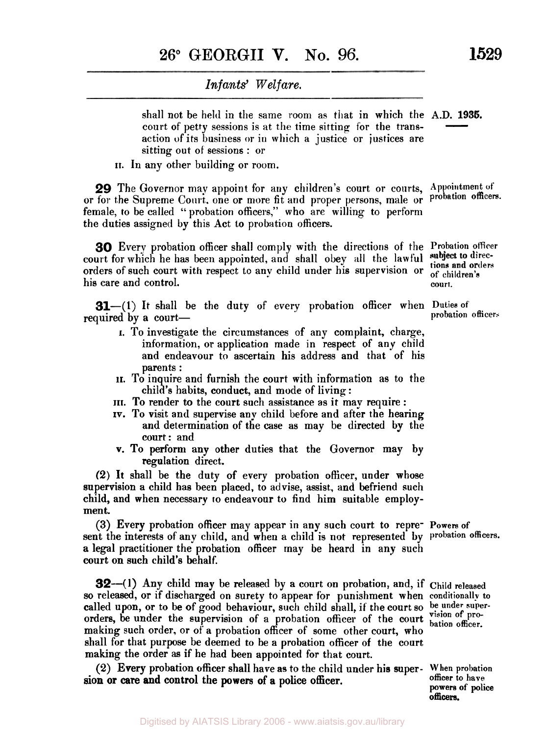shall not be held in the same room as that in which the court of petty sessions is at the time sitting for the transaction of its business or in which a justice or justices are sitting out of sessions: or

II. In any other building or room.

*Appointment of probation officers.*

**29** The Governor may appoint for any children's court or courts, or for the Supreme Court, one or more fit and proper persons, male or female, to be called "probation officers," who are willing to perform the duties assigned by this Act to probation officers.

*Probation officer subject to directions and orders of children's court.*

**30** Every probation officer shall comply with the directions of the court for which he has been appointed, and shall obey all the lawful orders of such court with respect to any child under his supervision or his care and control.

*Duties of probation officers.*

**31**—(1) It shall be the duty of every probation officer when required by a court—

I. To investigate the circumstances of any complaint, charge, information, or application made in respect of any child and endeavour to ascertain his address and that of his parents:

II. To inquire and furnish the court with information as to the child's habits, conduct, and mode of living:

III. To render to the court such assistance as it may require:

IV. To visit and supervise any child before and after the hearing and determination of the case as may be directed by the court: and

V. To perform any other duties that the Governor may by regulation direct.

(2) It shall be the duty of every probation officer, under whose supervision a child has been placed, to advise, assist, and befriend such child, and when necessary to endeavour to find him suitable employment.

*Powers of probation officers.*

(3) Every probation officer may appear in any such court to represent the interests of any child, and when a child is not represented by a legal practitioner the probation officer may be heard in any such court on such child's behalf.

*Child released conditionally to be under supervision of probation officer.*

**32**—(1) Any child may be released by a court on probation, and, if so released, or if discharged on surety to appear for punishment when called upon, or to be of good behaviour, such child shall, if the court so orders, be under the supervision of a probation officer of the court making such order, or of a probation officer of some other court, who shall for that purpose be deemed to be a probation officer of the court making the order as if he had been appointed for that court.

*When probation officer to have powers of police officers.*

(2) Every probation officer shall have as to the child under his supervision or care and control the powers of a police officer.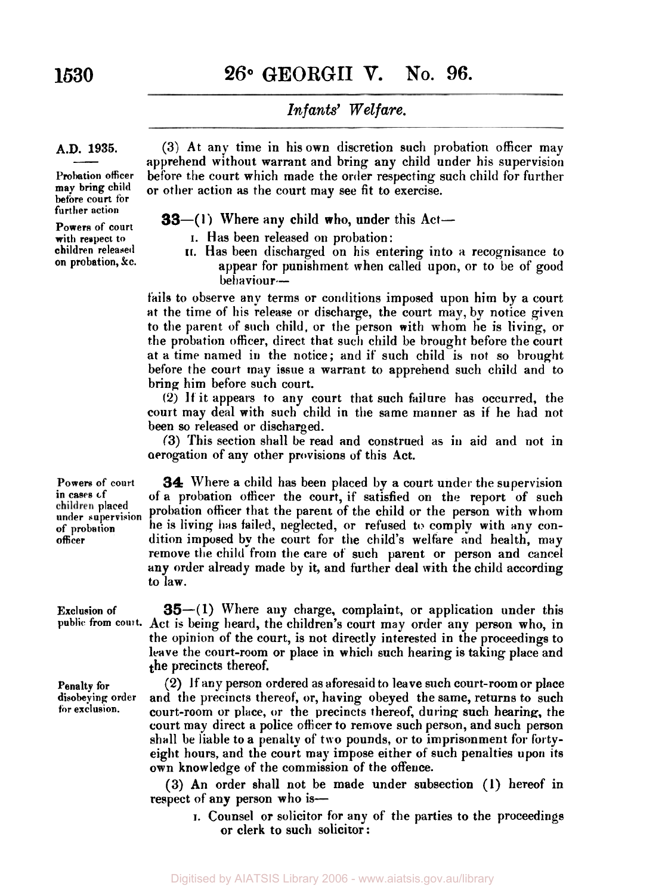(3) At any time in his own discretion such probation officer may apprehend without warrant and bring any child under his supervision before the court which made the order respecting such child for further or other action as the court may see fit to exercise.

*Probation officer may bring child before court for further action*

*Powers of court with respect to children released on probation, &c.*

**33**—(1) Where any child who, under this Act—

I. Has been released on probation:

II. Has been discharged on his entering into a recognisance to appear for punishment when called upon, or to be of good behaviour—

fails to observe any terms or conditions imposed upon him by a court at the time of his release or discharge, the court may, by notice given to the parent of such child, or the person with whom he is living, or the probation officer, direct that such child be brought before the court at a time named in the notice; and if such child is not so brought before the court may issue a warrant to apprehend such child and to bring him before such court.

(2) If it appears to any court that such failure has occurred, the court may deal with such child in the same manner as if he had not been so released or discharged.

(3) This section shall be read and construed as in aid and not in derogation of any other provisions of this Act.

*Powers of court in cases of children placed under supervision of probation officer*

**34** Where a child has been placed by a court under the supervision of a probation officer the court, if satisfied on the report of such probation officer that the parent of the child or the person with whom he is living has failed, neglected, or refused to comply with any condition imposed by the court for the child's welfare and health, may remove the child from the care of such parent or person and cancel any order already made by it, and further deal with the child according to law.

*Exclusion of public from court.*

**35**—(1) Where any charge, complaint, or application under this Act is being heard, the children's court may order any person who, in the opinion of the court, is not directly interested in the proceedings to leave the court-room or place in which such hearing is taking place and the precincts thereof.

*Penalty for disobeying order for exclusion.*

(2) If any person ordered as aforesaid to leave such court-room or place and the precincts thereof, or, having obeyed the same, returns to such court-room or place, or the precincts thereof, during such hearing, the court may direct a police officer to remove such person, and such person shall be liable to a penalty of two pounds, or to imprisonment for forty-eight hours, and the court may impose either of such penalties upon its own knowledge of the commission of the offence.

(3) An order shall not be made under subsection (1) hereof in respect of any person who is—

I. Counsel or solicitor for any of the parties to the proceedings or clerk to such solicitor: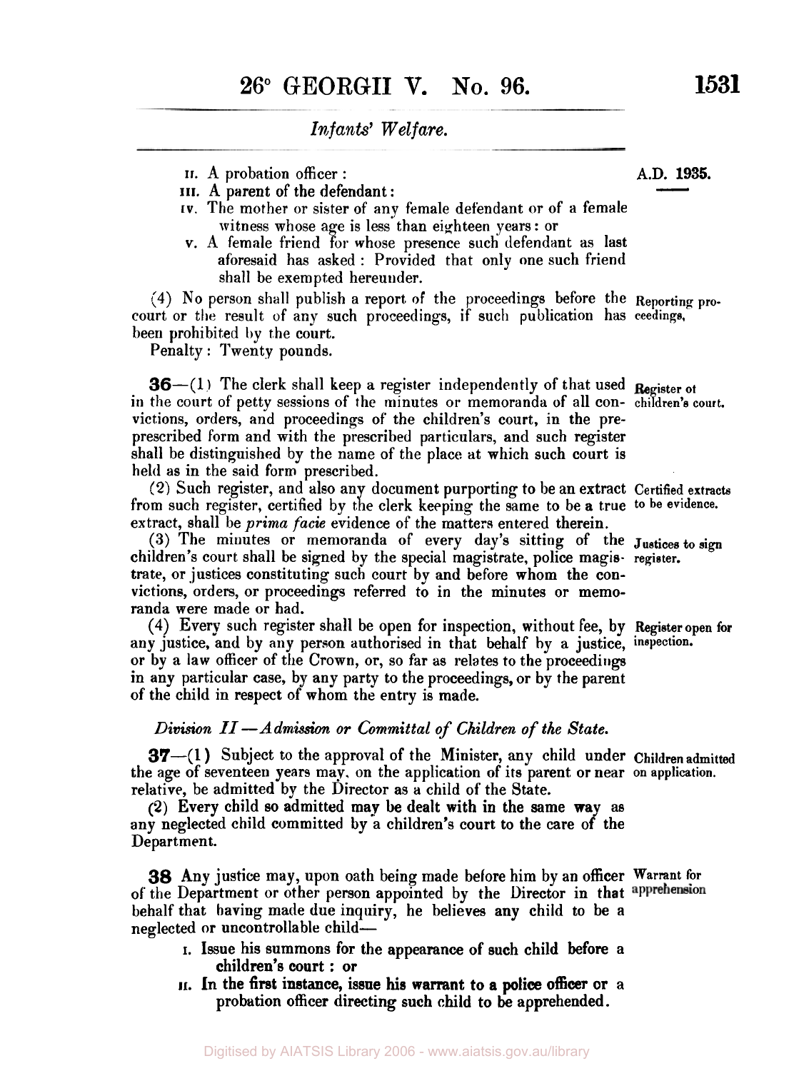*Infants' Welfare.*

A.D. 1935.

II. A probation officer:

III. A parent of the defendant:

IV. The mother or sister of any female defendant or of a female witness whose age is less than eighteen years: or

V. A female friend for whose presence such defendant as last aforesaid has asked: Provided that only one such friend shall be exempted hereunder.

(4) No person shall publish a report of the proceedings before the court or the result of any such proceedings, if such publication has been prohibited by the court. *Reporting proceedings.*

Penalty: Twenty pounds.

**36**—(1) The clerk shall keep a register independently of that used in the court of petty sessions of the minutes or memoranda of all convictions, orders, and proceedings of the children's court, in the pre-prescribed form and with the prescribed particulars, and such register shall be distinguished by the name of the place at which such court is held as in the said form prescribed. *Register of children's court.*

(2) Such register, and also any document purporting to be an extract from such register, certified by the clerk keeping the same to be a true extract, shall be *prima facie* evidence of the matters entered therein. *Certified extracts to be evidence.*

(3) The minutes or memoranda of every day's sitting of the children's court shall be signed by the special magistrate, police magistrate, or justices constituting such court by and before whom the convictions, orders, or proceedings referred to in the minutes or memoranda were made or had. *Justices to sign register.*

(4) Every such register shall be open for inspection, without fee, by any justice, and by any person authorised in that behalf by a justice, or by a law officer of the Crown, or, so far as relates to the proceedings in any particular case, by any party to the proceedings, or by the parent of the child in respect of whom the entry is made. *Register open for inspection.*

*Division II—Admission or Committal of Children of the State.*

**37**—(1) Subject to the approval of the Minister, any child under the age of seventeen years may, on the application of its parent or near relative, be admitted by the Director as a child of the State. *Children admitted on application.*

(2) Every child so admitted may be dealt with in the same way as any neglected child committed by a children's court to the care of the Department.

**38** Any justice may, upon oath being made before him by an officer of the Department or other person appointed by the Director in that behalf that having made due inquiry, he believes any child to be a neglected or uncontrollable child— *Warrant for apprehension*

I. Issue his summons for the appearance of such child before a children's court: or

II. In the first instance, issue his warrant to a police officer or a probation officer directing such child to be apprehended.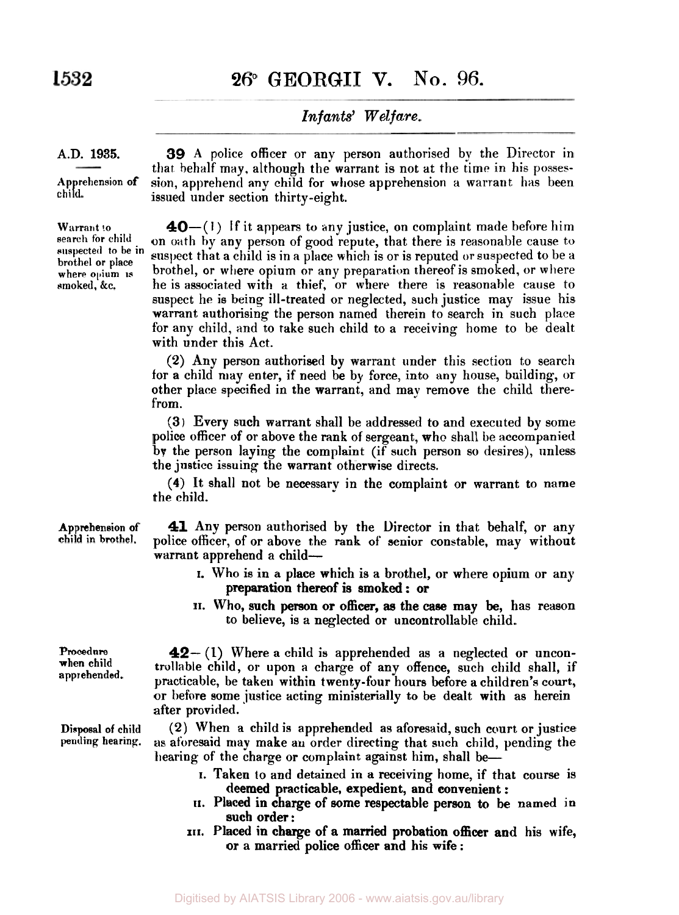A.D. 1935.

**Apprehension of child.**

**39** A police officer or any person authorised by the Director in that behalf may, although the warrant is not at the time in his possession, apprehend any child for whose apprehension a warrant has been issued under section thirty-eight.

**Warrant to search for child suspected to be in brothel or place where opium is smoked, &c.**

**40**—(1) If it appears to any justice, on complaint made before him on oath by any person of good repute, that there is reasonable cause to suspect that a child is in a place which is or is reputed or suspected to be a brothel, or where opium or any preparation thereof is smoked, or where he is associated with a thief, or where there is reasonable cause to suspect he is being ill-treated or neglected, such justice may issue his warrant authorising the person named therein to search in such place for any child, and to take such child to a receiving home to be dealt with under this Act.

(2) Any person authorised by warrant under this section to search for a child may enter, if need be by force, into any house, building, or other place specified in the warrant, and may remove the child therefrom.

(3) Every such warrant shall be addressed to and executed by some police officer of or above the rank of sergeant, who shall be accompanied by the person laying the complaint (if such person so desires), unless the justice issuing the warrant otherwise directs.

(4) It shall not be necessary in the complaint or warrant to name the child.

**Apprehension of child in brothel.**

**41** Any person authorised by the Director in that behalf, or any police officer, of or above the rank of senior constable, may without warrant apprehend a child—

I. Who is in a place which is a brothel, or where opium or any preparation thereof is smoked: or

II. Who, such person or officer, as the case may be, has reason to believe, is a neglected or uncontrollable child.

**Procedure when child apprehended.**

**42**—(1) Where a child is apprehended as a neglected or uncontrollable child, or upon a charge of any offence, such child shall, if practicable, be taken within twenty-four hours before a children's court, or before some justice acting ministerially to be dealt with as herein after provided.

**Disposal of child pending hearing.**

(2) When a child is apprehended as aforesaid, such court or justice as aforesaid may make an order directing that such child, pending the hearing of the charge or complaint against him, shall be—

I. Taken to and detained in a receiving home, if that course is deemed practicable, expedient, and convenient:

II. Placed in charge of some respectable person to be named in such order:

III. Placed in charge of a married probation officer and his wife, or a married police officer and his wife: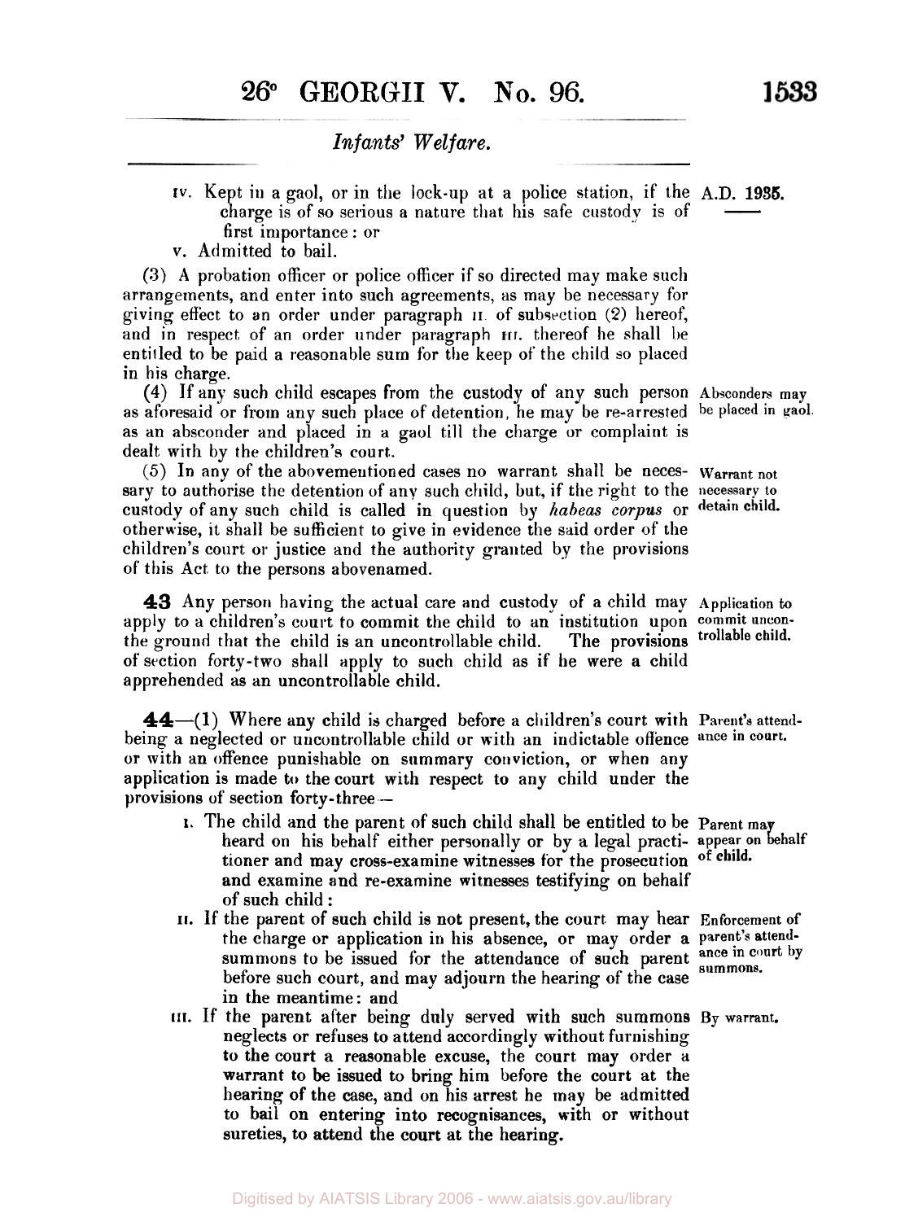*Infants' Welfare.*

iv. Kept in a gaol, or in the lock-up at a police station, if the charge is of so serious a nature that his safe custody is of first importance : or

v. Admitted to bail.

(3) A probation officer or police officer if so directed may make such arrangements, and enter into such agreements, as may be necessary for giving effect to an order under paragraph ii. of subsection (2) hereof, and in respect of an order under paragraph iii. thereof he shall be entitled to be paid a reasonable sum for the keep of the child so placed in his charge.

(4) If any such child escapes from the custody of any such person as aforesaid or from any such place of detention, he may be re-arrested as an absconder and placed in a gaol till the charge or complaint is dealt with by the children's court.

*Absconders may be placed in gaol.*

(5) In any of the abovementioned cases no warrant shall be necessary to authorise the detention of any such child, but, if the right to the custody of any such child is called in question by *habeas corpus* or otherwise, it shall be sufficient to give in evidence the said order of the children's court or justice and the authority granted by the provisions of this Act to the persons abovenamed.

*Warrant not necessary to detain child.*

**43** Any person having the actual care and custody of a child may apply to a children's court to commit the child to an institution upon the ground that the child is an uncontrollable child. The provisions of section forty-two shall apply to such child as if he were a child apprehended as an uncontrollable child.

*Application to commit uncontrollable child.*

**44**—(1) Where any child is charged before a children's court with being a neglected or uncontrollable child or with an indictable offence or with an offence punishable on summary conviction, or when any application is made to the court with respect to any child under the provisions of section forty-three—

*Parent's attendance in court.*

i. The child and the parent of such child shall be entitled to be heard on his behalf either personally or by a legal practitioner and may cross-examine witnesses for the prosecution and examine and re-examine witnesses testifying on behalf of such child :

*Parent may appear on behalf of child.*

ii. If the parent of such child is not present, the court may hear the charge or application in his absence, or may order a summons to be issued for the attendance of such parent before such court, and may adjourn the hearing of the case in the meantime: and

*Enforcement of parent's attendance in court by summons.*

iii. If the parent after being duly served with such summons neglects or refuses to attend accordingly without furnishing to the court a reasonable excuse, the court may order a warrant to be issued to bring him before the court at the hearing of the case, and on his arrest he may be admitted to bail on entering into recognisances, with or without sureties, to attend the court at the hearing.

*By warrant.*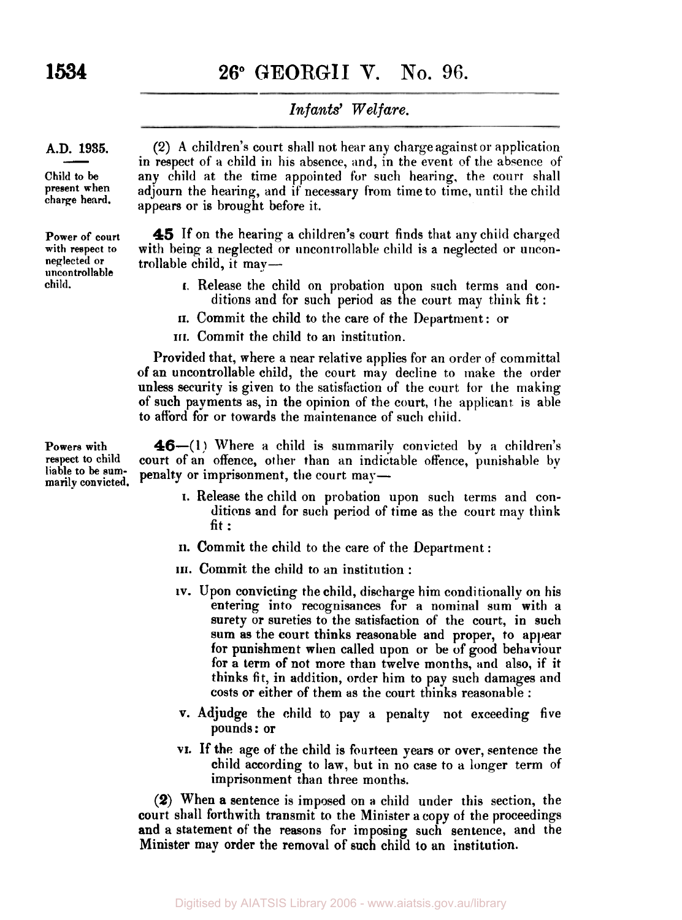A.D. 1935.

*Child to be present when charge heard.*

(2) A children's court shall not hear any charge against or application in respect of a child in his absence, and, in the event of the absence of any child at the time appointed for such hearing, the court shall adjourn the hearing, and if necessary from time to time, until the child appears or is brought before it.

*Power of court with respect to neglected or uncontrollable child.*

**45** If on the hearing a children's court finds that any child charged with being a neglected or uncontrollable child is a neglected or uncontrollable child, it may—

I. Release the child on probation upon such terms and conditions and for such period as the court may think fit:

II. Commit the child to the care of the Department: or

III. Commit the child to an institution.

Provided that, where a near relative applies for an order of committal of an uncontrollable child, the court may decline to make the order unless security is given to the satisfaction of the court for the making of such payments as, in the opinion of the court, the applicant is able to afford for or towards the maintenance of such child.

*Powers with respect to child liable to be summarily convicted.*

**46**—(1) Where a child is summarily convicted by a children's court of an offence, other than an indictable offence, punishable by penalty or imprisonment, the court may—

I. Release the child on probation upon such terms and conditions and for such period of time as the court may think fit:

II. Commit the child to the care of the Department:

III. Commit the child to an institution:

IV. Upon convicting the child, discharge him conditionally on his entering into recognisances for a nominal sum with a surety or sureties to the satisfaction of the court, in such sum as the court thinks reasonable and proper, to appear for punishment when called upon or be of good behaviour for a term of not more than twelve months, and also, if it thinks fit, in addition, order him to pay such damages and costs or either of them as the court thinks reasonable:

V. Adjudge the child to pay a penalty not exceeding five pounds: or

VI. If the age of the child is fourteen years or over, sentence the child according to law, but in no case to a longer term of imprisonment than three months.

(2) When a sentence is imposed on a child under this section, the court shall forthwith transmit to the Minister a copy of the proceedings and a statement of the reasons for imposing such sentence, and the Minister may order the removal of such child to an institution.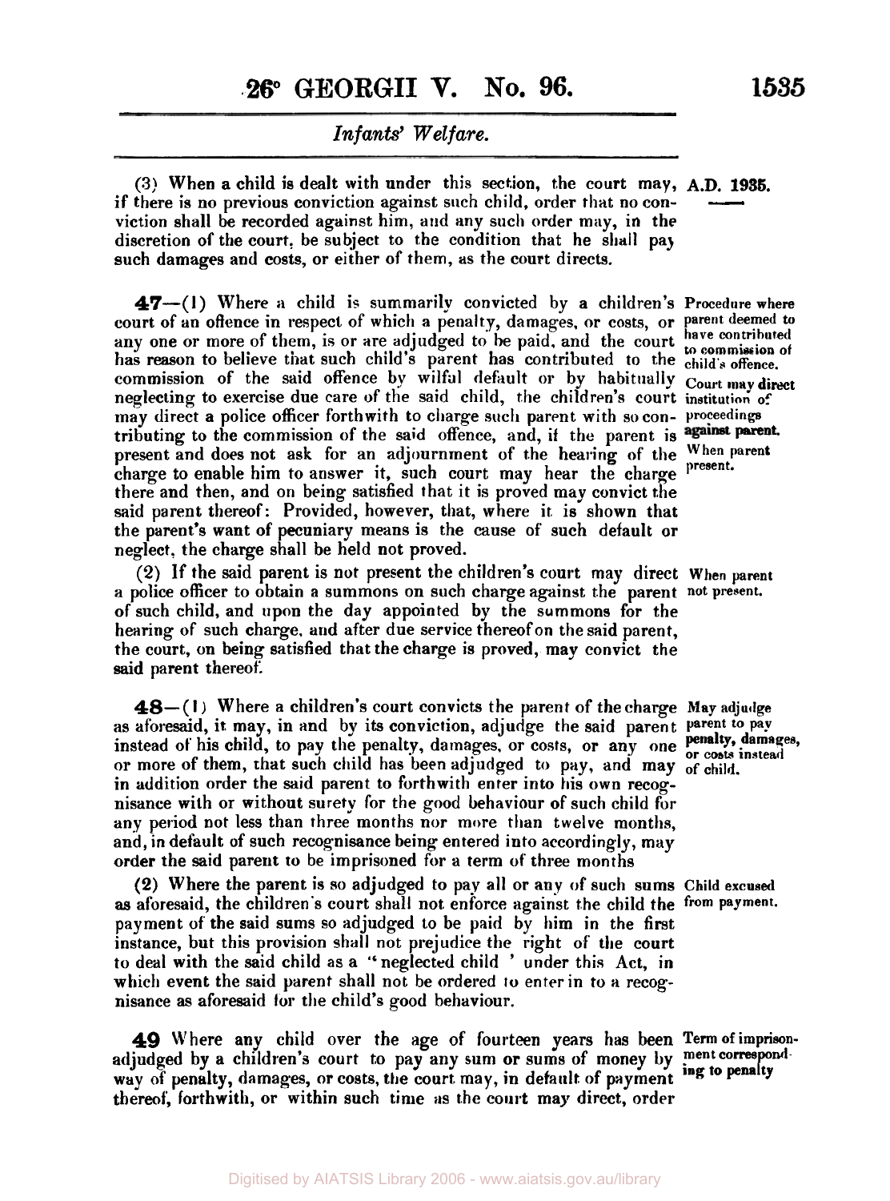*Infants' Welfare.*

(3) When a child is dealt with under this section, the court may, if there is no previous conviction against such child, order that no conviction shall be recorded against him, and any such order may, in the discretion of the court, be subject to the condition that he shall pay such damages and costs, or either of them, as the court directs.

**Procedure where parent deemed to have contributed to commission of child's offence.**

**Court may direct institution of proceedings against parent.**

**When parent present.**

**47**—(1) Where a child is summarily convicted by a children's court of an offence in respect of which a penalty, damages, or costs, or any one or more of them, is or are adjudged to be paid, and the court has reason to believe that such child's parent has contributed to the commission of the said offence by wilful default or by habitually neglecting to exercise due care of the said child, the children's court may direct a police officer forthwith to charge such parent with so contributing to the commission of the said offence, and, if the parent is present and does not ask for an adjournment of the hearing of the charge to enable him to answer it, such court may hear the charge there and then, and on being satisfied that it is proved may convict the said parent thereof: Provided, however, that, where it is shown that the parent's want of pecuniary means is the cause of such default or neglect, the charge shall be held not proved.

**When parent not present.**

(2) If the said parent is not present the children's court may direct a police officer to obtain a summons on such charge against the parent of such child, and upon the day appointed by the summons for the hearing of such charge, and after due service thereof on the said parent, the court, on being satisfied that the charge is proved, may convict the said parent thereof.

**May adjudge parent to pay penalty, damages, or costs instead of child.**

**48**—(1) Where a children's court convicts the parent of the charge as aforesaid, it may, in and by its conviction, adjudge the said parent instead of his child, to pay the penalty, damages, or costs, or any one or more of them, that such child has been adjudged to pay, and may in addition order the said parent to forthwith enter into his own recognisance with or without surety for the good behaviour of such child for any period not less than three months nor more than twelve months, and, in default of such recognisance being entered into accordingly, may order the said parent to be imprisoned for a term of three months

**Child excused from payment.**

(2) Where the parent is so adjudged to pay all or any of such sums as aforesaid, the children's court shall not enforce against the child the payment of the said sums so adjudged to be paid by him in the first instance, but this provision shall not prejudice the right of the court to deal with the said child as a "neglected child" under this Act, in which event the said parent shall not be ordered to enter in to a recognisance as aforesaid for the child's good behaviour.

**Term of imprisonment corresponding to penalty**

**49** Where any child over the age of fourteen years has been adjudged by a children's court to pay any sum or sums of money by way of penalty, damages, or costs, the court may, in default of payment thereof, forthwith, or within such time as the court may direct, order